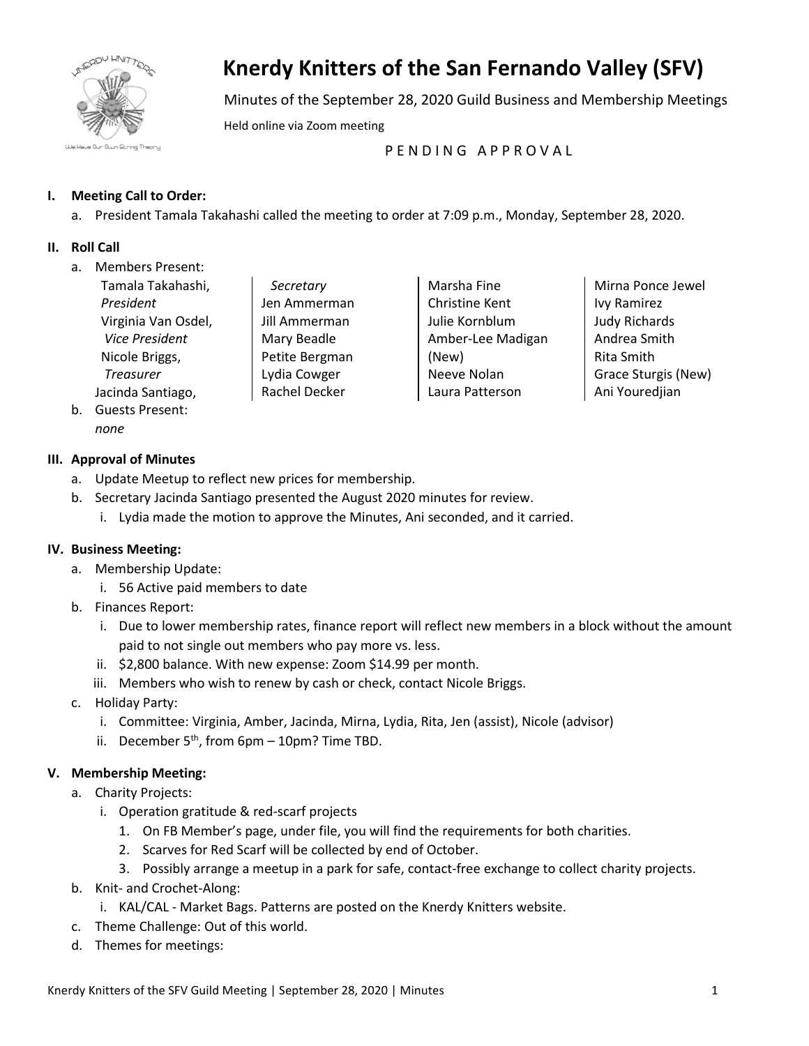# Knerdy Knitters of the San Fernando Valley (SFV)

Minutes of the September 28, 2020 Guild Business and Membership Meetings

Held online via Zoom meeting

P E N D I N G   A P P R O V A L

## I. Meeting Call to Order:

a. President Tamala Takahashi called the meeting to order at 7:09 p.m., Monday, September 28, 2020.

## II. Roll Call

a. Members Present:

Tamala Takahashi, *President*
Virginia Van Osdel, *Vice President*
Nicole Briggs, *Treasurer*
Jacinda Santiago, *Secretary*
Jen Ammerman
Jill Ammerman
Mary Beadle
Petite Bergman
Lydia Cowger
Rachel Decker
Marsha Fine
Christine Kent
Julie Kornblum
Amber-Lee Madigan (New)
Neeve Nolan
Laura Patterson
Mirna Ponce Jewel
Ivy Ramirez
Judy Richards
Andrea Smith
Rita Smith
Grace Sturgis (New)
Ani Youredjian

b. Guests Present:
*none*

## III. Approval of Minutes

a. Update Meetup to reflect new prices for membership.

b. Secretary Jacinda Santiago presented the August 2020 minutes for review.
   i. Lydia made the motion to approve the Minutes, Ani seconded, and it carried.

## IV. Business Meeting:

a. Membership Update:
   i. 56 Active paid members to date

b. Finances Report:
   i. Due to lower membership rates, finance report will reflect new members in a block without the amount paid to not single out members who pay more vs. less.
   ii. $2,800 balance. With new expense: Zoom $14.99 per month.
   iii. Members who wish to renew by cash or check, contact Nicole Briggs.

c. Holiday Party:
   i. Committee: Virginia, Amber, Jacinda, Mirna, Lydia, Rita, Jen (assist), Nicole (advisor)
   ii. December 5th, from 6pm – 10pm? Time TBD.

## V. Membership Meeting:

a. Charity Projects:
   i. Operation gratitude & red-scarf projects
      1. On FB Member's page, under file, you will find the requirements for both charities.
      2. Scarves for Red Scarf will be collected by end of October.
      3. Possibly arrange a meetup in a park for safe, contact-free exchange to collect charity projects.

b. Knit- and Crochet-Along:
   i. KAL/CAL - Market Bags. Patterns are posted on the Knerdy Knitters website.

c. Theme Challenge: Out of this world.

d. Themes for meetings: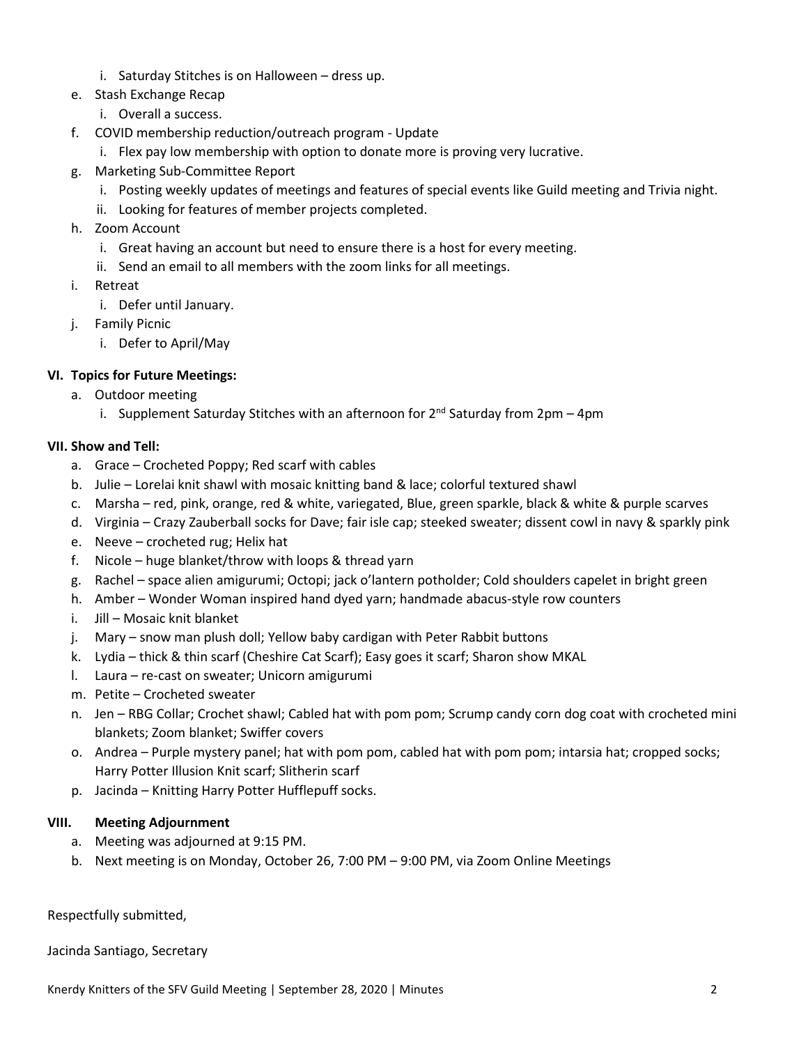i. Saturday Stitches is on Halloween – dress up.

   e. Stash Exchange Recap
      i. Overall a success.
   f. COVID membership reduction/outreach program - Update
      i. Flex pay low membership with option to donate more is proving very lucrative.
   g. Marketing Sub-Committee Report
      i. Posting weekly updates of meetings and features of special events like Guild meeting and Trivia night.
      ii. Looking for features of member projects completed.
   h. Zoom Account
      i. Great having an account but need to ensure there is a host for every meeting.
      ii. Send an email to all members with the zoom links for all meetings.
   i. Retreat
      i. Defer until January.
   j. Family Picnic
      i. Defer to April/May

**VI. Topics for Future Meetings:**

   a. Outdoor meeting
      i. Supplement Saturday Stitches with an afternoon for 2nd Saturday from 2pm – 4pm

**VII. Show and Tell:**

   a. Grace – Crocheted Poppy; Red scarf with cables
   b. Julie – Lorelai knit shawl with mosaic knitting band & lace; colorful textured shawl
   c. Marsha – red, pink, orange, red & white, variegated, Blue, green sparkle, black & white & purple scarves
   d. Virginia – Crazy Zauberball socks for Dave; fair isle cap; steeked sweater; dissent cowl in navy & sparkly pink
   e. Neeve – crocheted rug; Helix hat
   f. Nicole – huge blanket/throw with loops & thread yarn
   g. Rachel – space alien amigurumi; Octopi; jack o'lantern potholder; Cold shoulders capelet in bright green
   h. Amber – Wonder Woman inspired hand dyed yarn; handmade abacus-style row counters
   i. Jill – Mosaic knit blanket
   j. Mary – snow man plush doll; Yellow baby cardigan with Peter Rabbit buttons
   k. Lydia – thick & thin scarf (Cheshire Cat Scarf); Easy goes it scarf; Sharon show MKAL
   l. Laura – re-cast on sweater; Unicorn amigurumi
   m. Petite – Crocheted sweater
   n. Jen – RBG Collar; Crochet shawl; Cabled hat with pom pom; Scrump candy corn dog coat with crocheted mini blankets; Zoom blanket; Swiffer covers
   o. Andrea – Purple mystery panel; hat with pom pom, cabled hat with pom pom; intarsia hat; cropped socks; Harry Potter Illusion Knit scarf; Slitherin scarf
   p. Jacinda – Knitting Harry Potter Hufflepuff socks.

**VIII. Meeting Adjournment**

   a. Meeting was adjourned at 9:15 PM.
   b. Next meeting is on Monday, October 26, 7:00 PM – 9:00 PM, via Zoom Online Meetings

Respectfully submitted,

Jacinda Santiago, Secretary